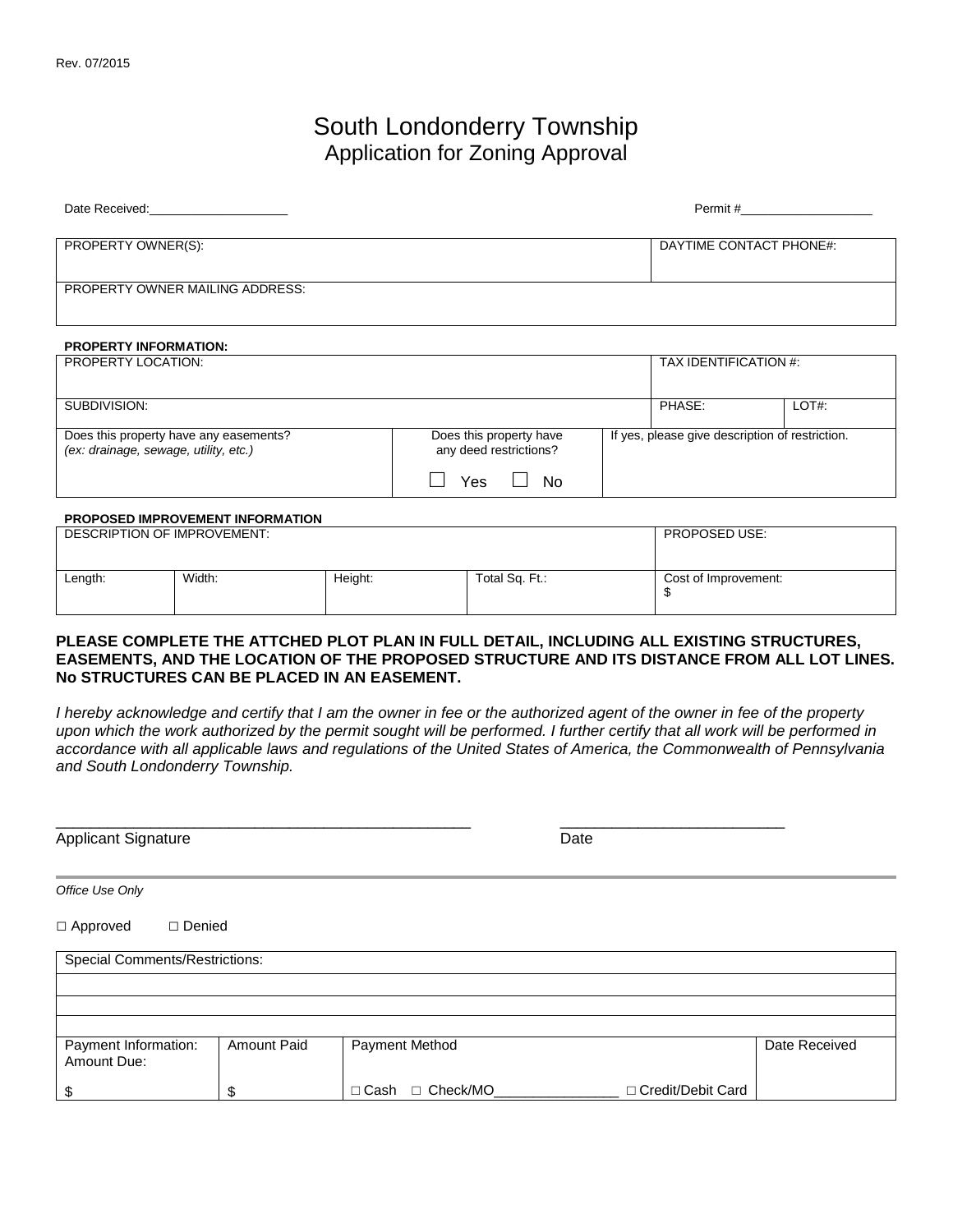Rev. 07/2015

# South Londonderry Township
## Application for Zoning Approval

Date Received:____________________ Permit #___________________

| PROPERTY OWNER(S): | DAYTIME CONTACT PHONE#: |
|---|---|
| PROPERTY OWNER MAILING ADDRESS: | |

**PROPERTY INFORMATION:**

| PROPERTY LOCATION: | | | TAX IDENTIFICATION #: | |
|---|---|---|---|---|
| SUBDIVISION: | | | PHASE: | LOT#: |
| Does this property have any easements? *(ex: drainage, sewage, utility, etc.)* | Does this property have any deed restrictions? ☐ Yes ☐ No | If yes, please give description of restriction. | | |

**PROPOSED IMPROVEMENT INFORMATION**

| DESCRIPTION OF IMPROVEMENT: | | | | PROPOSED USE: |
|---|---|---|---|---|
| Length: | Width: | Height: | Total Sq. Ft.: | Cost of Improvement: $ |

**PLEASE COMPLETE THE ATTCHED PLOT PLAN IN FULL DETAIL, INCLUDING ALL EXISTING STRUCTURES, EASEMENTS, AND THE LOCATION OF THE PROPOSED STRUCTURE AND ITS DISTANCE FROM ALL LOT LINES. No STRUCTURES CAN BE PLACED IN AN EASEMENT.**

*I hereby acknowledge and certify that I am the owner in fee or the authorized agent of the owner in fee of the property upon which the work authorized by the permit sought will be performed. I further certify that all work will be performed in accordance with all applicable laws and regulations of the United States of America, the Commonwealth of Pennsylvania and South Londonderry Township.*

__________________________________________________ ___________________________

Applicant Signature Date

---

*Office Use Only*

□ Approved □ Denied

| Special Comments/Restrictions: | | | |
|---|---|---|---|
| | | | |
| | | | |
| | | | |
| Payment Information: Amount Due: $ | Amount Paid $ | Payment Method □ Cash □ Check/MO_______________ □ Credit/Debit Card | Date Received |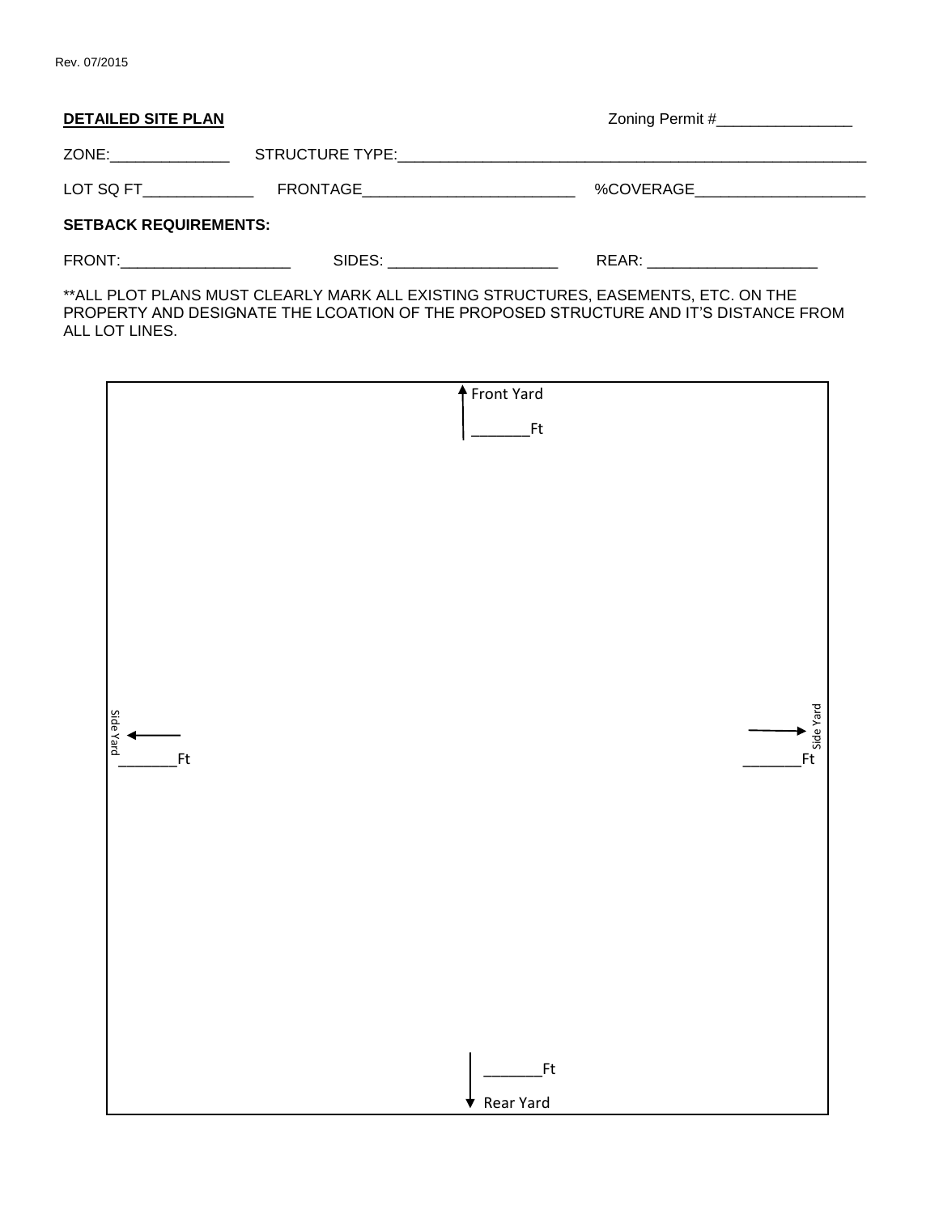Rev. 07/2015

**DETAILED SITE PLAN**

Zoning Permit #________________

ZONE:______________ STRUCTURE TYPE:__________________________________________________________

LOT SQ FT_____________ FRONTAGE_________________________ %COVERAGE____________________

**SETBACK REQUIREMENTS:**

FRONT:____________________ SIDES: ____________________ REAR: ____________________

**ALL PLOT PLANS MUST CLEARLY MARK ALL EXISTING STRUCTURES, EASEMENTS, ETC. ON THE PROPERTY AND DESIGNATE THE LCOATION OF THE PROPOSED STRUCTURE AND IT'S DISTANCE FROM ALL LOT LINES.

Front Yard

_______Ft

Side Yard

_______Ft

Side Yard

_______Ft

_______Ft

Rear Yard